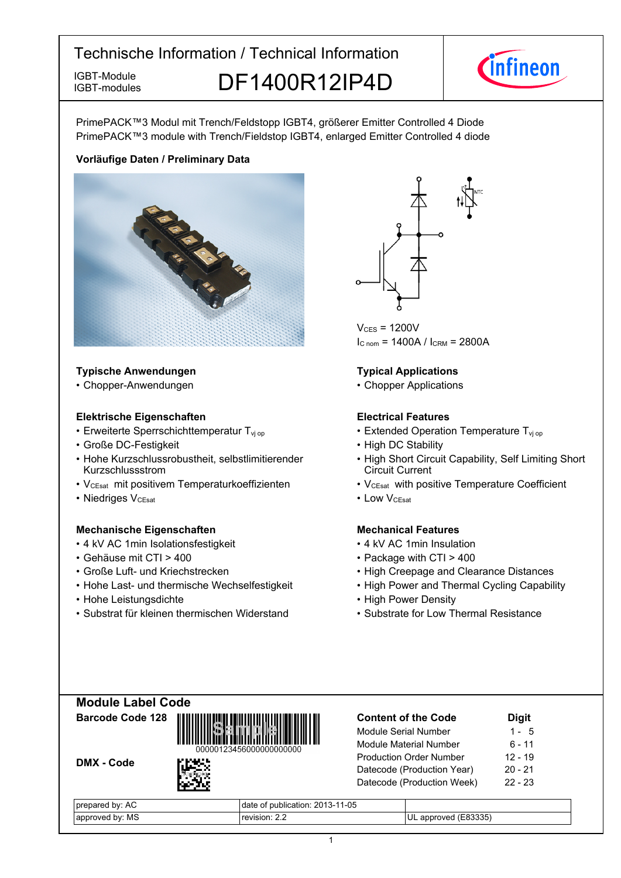# Technische Information / Technical Information

IGBT-Module
IGBT-modules

## DF1400R12IP4D

PrimePACK™3 Modul mit Trench/Feldstopp IGBT4, größerer Emitter Controlled 4 Diode
PrimePACK™3 module with Trench/Fieldstop IGBT4, enlarged Emitter Controlled 4 diode

**Vorläufige Daten / Preliminary Data**

$V_{CES}$ = 1200V
$I_{C\ nom}$ = 1400A / $I_{CRM}$ = 2800A

### Typische Anwendungen

- Chopper-Anwendungen

### Typical Applications

- Chopper Applications

### Elektrische Eigenschaften

- Erweiterte Sperrschichttemperatur $T_{vj\ op}$
- Große DC-Festigkeit
- Hohe Kurzschlussrobustheit, selbstlimitierender Kurzschlussstrom
- $V_{CEsat}$ mit positivem Temperaturkoeffizienten
- Niedriges $V_{CEsat}$

### Electrical Features

- Extended Operation Temperature $T_{vj\ op}$
- High DC Stability
- High Short Circuit Capability, Self Limiting Short Circuit Current
- $V_{CEsat}$ with positive Temperature Coefficient
- Low $V_{CEsat}$

### Mechanische Eigenschaften

- 4 kV AC 1min Isolationsfestigkeit
- Gehäuse mit CTI > 400
- Große Luft- und Kriechstrecken
- Hohe Last- und thermische Wechselfestigkeit
- Hohe Leistungsdichte
- Substrat für kleinen thermischen Widerstand

### Mechanical Features

- 4 kV AC 1min Insulation
- Package with CTI > 400
- High Creepage and Clearance Distances
- High Power and Thermal Cycling Capability
- High Power Density
- Substrate for Low Thermal Resistance

## Module Label Code

**Barcode Code 128**

00000123456000000000000

**DMX - Code**

| Content of the Code | Digit |
|---|---|
| Module Serial Number | 1 - 5 |
| Module Material Number | 6 - 11 |
| Production Order Number | 12 - 19 |
| Datecode (Production Year) | 20 - 21 |
| Datecode (Production Week) | 22 - 23 |

| prepared by: AC | date of publication: 2013-11-05 | |
|---|---|---|
| approved by: MS | revision: 2.2 | UL approved (E83335) |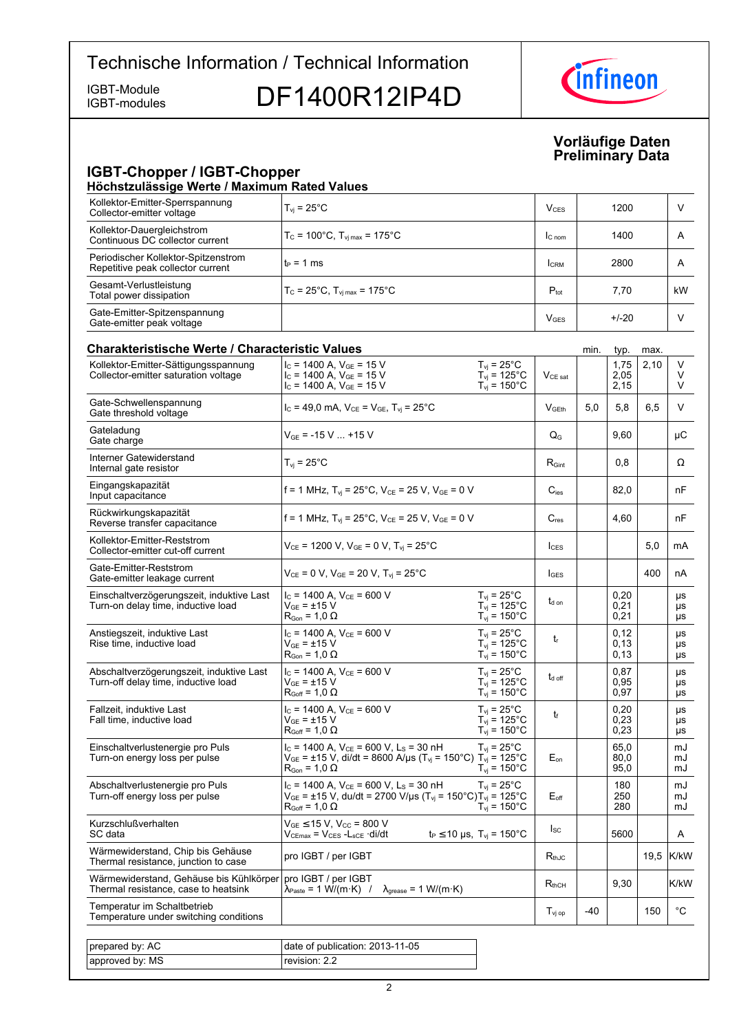# Technische Information / Technical Information

IGBT-Module
IGBT-modules

**DF1400R12IP4D**

**Vorläufige Daten**
**Preliminary Data**

## IGBT-Chopper / IGBT-Chopper

### Höchstzulässige Werte / Maximum Rated Values

| | | | | |
|---|---|---|---|---|
| Kollektor-Emitter-Sperrspannung<br>Collector-emitter voltage | $T_{vj}$ = 25°C | $V_{CES}$ | 1200 | V |
| Kollektor-Dauergleichstrom<br>Continuous DC collector current | $T_C$ = 100°C, $T_{vj\,max}$ = 175°C | $I_{C\,nom}$ | 1400 | A |
| Periodischer Kollektor-Spitzenstrom<br>Repetitive peak collector current | $t_P$ = 1 ms | $I_{CRM}$ | 2800 | A |
| Gesamt-Verlustleistung<br>Total power dissipation | $T_C$ = 25°C, $T_{vj\,max}$ = 175°C | $P_{tot}$ | 7,70 | kW |
| Gate-Emitter-Spitzenspannung<br>Gate-emitter peak voltage | | $V_{GES}$ | +/-20 | V |

### Charakteristische Werte / Characteristic Values

| | | | | min. | typ. | max. | |
|---|---|---|---|---|---|---|---|
| Kollektor-Emitter-Sättigungsspannung<br>Collector-emitter saturation voltage | $I_C$ = 1400 A, $V_{GE}$ = 15 V<br>$I_C$ = 1400 A, $V_{GE}$ = 15 V<br>$I_C$ = 1400 A, $V_{GE}$ = 15 V | $T_{vj}$ = 25°C<br>$T_{vj}$ = 125°C<br>$T_{vj}$ = 150°C | $V_{CE\,sat}$ | | 1,75<br>2,05<br>2,15 | 2,10 | V<br>V<br>V |
| Gate-Schwellenspannung<br>Gate threshold voltage | $I_C$ = 49,0 mA, $V_{CE}$ = $V_{GE}$, $T_{vj}$ = 25°C | | $V_{GEth}$ | 5,0 | 5,8 | 6,5 | V |
| Gateladung<br>Gate charge | $V_{GE}$ = -15 V ... +15 V | | $Q_G$ | | 9,60 | | µC |
| Interner Gatewiderstand<br>Internal gate resistor | $T_{vj}$ = 25°C | | $R_{Gint}$ | | 0,8 | | Ω |
| Eingangskapazität<br>Input capacitance | f = 1 MHz, $T_{vj}$ = 25°C, $V_{CE}$ = 25 V, $V_{GE}$ = 0 V | | $C_{ies}$ | | 82,0 | | nF |
| Rückwirkungskapazität<br>Reverse transfer capacitance | f = 1 MHz, $T_{vj}$ = 25°C, $V_{CE}$ = 25 V, $V_{GE}$ = 0 V | | $C_{res}$ | | 4,60 | | nF |
| Kollektor-Emitter-Reststrom<br>Collector-emitter cut-off current | $V_{CE}$ = 1200 V, $V_{GE}$ = 0 V, $T_{vj}$ = 25°C | | $I_{CES}$ | | | 5,0 | mA |
| Gate-Emitter-Reststrom<br>Gate-emitter leakage current | $V_{CE}$ = 0 V, $V_{GE}$ = 20 V, $T_{vj}$ = 25°C | | $I_{GES}$ | | | 400 | nA |
| Einschaltverzögerungszeit, induktive Last<br>Turn-on delay time, inductive load | $I_C$ = 1400 A, $V_{CE}$ = 600 V<br>$V_{GE}$ = ±15 V<br>$R_{Gon}$ = 1,0 Ω | $T_{vj}$ = 25°C<br>$T_{vj}$ = 125°C<br>$T_{vj}$ = 150°C | $t_{d\,on}$ | | 0,20<br>0,21<br>0,21 | | µs<br>µs<br>µs |
| Anstiegszeit, induktive Last<br>Rise time, inductive load | $I_C$ = 1400 A, $V_{CE}$ = 600 V<br>$V_{GE}$ = ±15 V<br>$R_{Gon}$ = 1,0 Ω | $T_{vj}$ = 25°C<br>$T_{vj}$ = 125°C<br>$T_{vj}$ = 150°C | $t_r$ | | 0,12<br>0,13<br>0,13 | | µs<br>µs<br>µs |
| Abschaltverzögerungszeit, induktive Last<br>Turn-off delay time, inductive load | $I_C$ = 1400 A, $V_{CE}$ = 600 V<br>$V_{GE}$ = ±15 V<br>$R_{Goff}$ = 1,0 Ω | $T_{vj}$ = 25°C<br>$T_{vj}$ = 125°C<br>$T_{vj}$ = 150°C | $t_{d\,off}$ | | 0,87<br>0,95<br>0,97 | | µs<br>µs<br>µs |
| Fallzeit, induktive Last<br>Fall time, inductive load | $I_C$ = 1400 A, $V_{CE}$ = 600 V<br>$V_{GE}$ = ±15 V<br>$R_{Goff}$ = 1,0 Ω | $T_{vj}$ = 25°C<br>$T_{vj}$ = 125°C<br>$T_{vj}$ = 150°C | $t_f$ | | 0,20<br>0,23<br>0,23 | | µs<br>µs<br>µs |
| Einschaltverlustenergie pro Puls<br>Turn-on energy loss per pulse | $I_C$ = 1400 A, $V_{CE}$ = 600 V, $L_S$ = 30 nH<br>$V_{GE}$ = ±15 V, di/dt = 8600 A/µs ($T_{vj}$ = 150°C)<br>$R_{Gon}$ = 1,0 Ω | $T_{vj}$ = 25°C<br>$T_{vj}$ = 125°C<br>$T_{vj}$ = 150°C | $E_{on}$ | | 65,0<br>80,0<br>95,0 | | mJ<br>mJ<br>mJ |
| Abschaltverlustenergie pro Puls<br>Turn-off energy loss per pulse | $I_C$ = 1400 A, $V_{CE}$ = 600 V, $L_S$ = 30 nH<br>$V_{GE}$ = ±15 V, du/dt = 2700 V/µs ($T_{vj}$ = 150°C)<br>$R_{Goff}$ = 1,0 Ω | $T_{vj}$ = 25°C<br>$T_{vj}$ = 125°C<br>$T_{vj}$ = 150°C | $E_{off}$ | | 180<br>250<br>280 | | mJ<br>mJ<br>mJ |
| Kurzschlußverhalten<br>SC data | $V_{GE}$ ≤ 15 V, $V_{CC}$ = 800 V<br>$V_{CEmax}$ = $V_{CES}$ - $L_{sCE}$ ·di/dt | $t_P$ ≤ 10 µs, $T_{vj}$ = 150°C | $I_{SC}$ | | 5600 | | A |
| Wärmewiderstand, Chip bis Gehäuse<br>Thermal resistance, junction to case | pro IGBT / per IGBT | | $R_{thJC}$ | | | 19,5 | K/kW |
| Wärmewiderstand, Gehäuse bis Kühlkörper<br>Thermal resistance, case to heatsink | pro IGBT / per IGBT<br>$\lambda_{Paste}$ = 1 W/(m·K) / $\lambda_{grease}$ = 1 W/(m·K) | | $R_{thCH}$ | | 9,30 | | K/kW |
| Temperatur im Schaltbetrieb<br>Temperature under switching conditions | | | $T_{vj\,op}$ | -40 | | 150 | °C |

| | |
|---|---|
| prepared by: AC | date of publication: 2013-11-05 |
| approved by: MS | revision: 2.2 |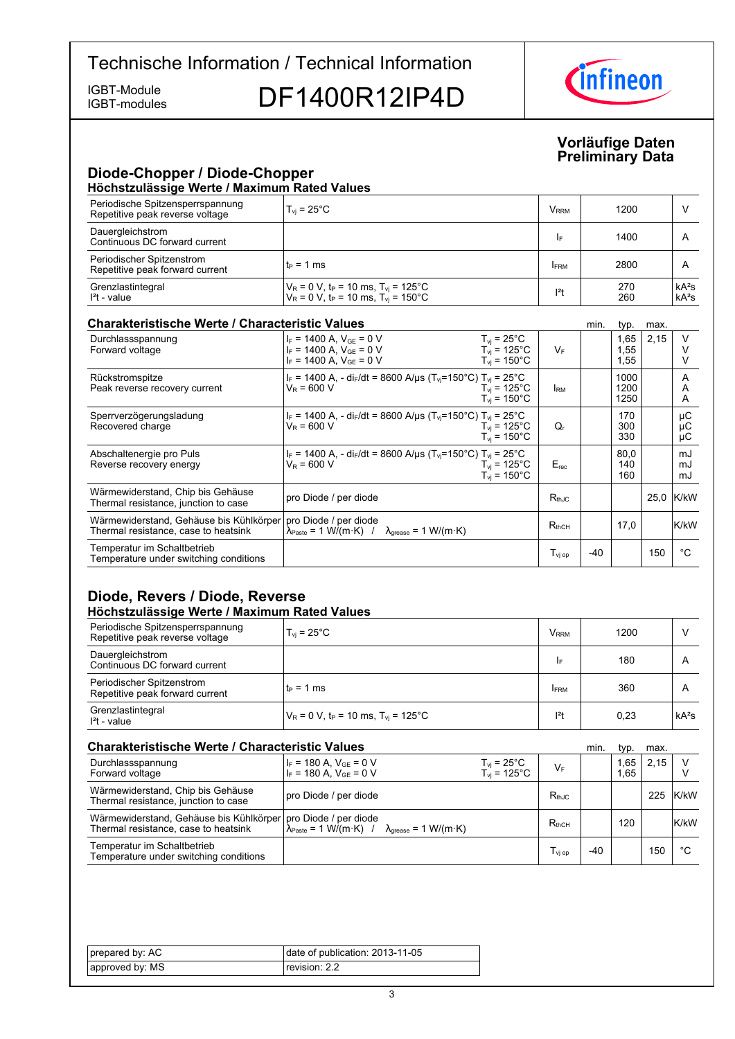# Technische Information / Technical Information

IGBT-Module
IGBT-modules

## DF1400R12IP4D

**Vorläufige Daten**
**Preliminary Data**

## Diode-Chopper / Diode-Chopper

### Höchstzulässige Werte / Maximum Rated Values

| | | | | |
|---|---|---|---|---|
| Periodische Spitzensperrspannung<br>Repetitive peak reverse voltage | $T_{vj}$ = 25°C | $V_{RRM}$ | 1200 | V |
| Dauergleichstrom<br>Continuous DC forward current | | $I_F$ | 1400 | A |
| Periodischer Spitzenstrom<br>Repetitive peak forward current | $t_P$ = 1 ms | $I_{FRM}$ | 2800 | A |
| Grenzlastintegral<br>$I^2t$ - value | $V_R$ = 0 V, $t_P$ = 10 ms, $T_{vj}$ = 125°C<br>$V_R$ = 0 V, $t_P$ = 10 ms, $T_{vj}$ = 150°C | $I^2t$ | 270<br>260 | kA²s<br>kA²s |

### Charakteristische Werte / Characteristic Values

| | | | | min. | typ. | max. | |
|---|---|---|---|---|---|---|---|
| Durchlassspannung<br>Forward voltage | $I_F$ = 1400 A, $V_{GE}$ = 0 V<br>$I_F$ = 1400 A, $V_{GE}$ = 0 V<br>$I_F$ = 1400 A, $V_{GE}$ = 0 V | $T_{vj}$ = 25°C<br>$T_{vj}$ = 125°C<br>$T_{vj}$ = 150°C | $V_F$ | | 1,65<br>1,55<br>1,55 | 2,15 | V<br>V<br>V |
| Rückstromspitze<br>Peak reverse recovery current | $I_F$ = 1400 A, - $di_F/dt$ = 8600 A/µs ($T_{vj}$=150°C)<br>$V_R$ = 600 V | $T_{vj}$ = 25°C<br>$T_{vj}$ = 125°C<br>$T_{vj}$ = 150°C | $I_{RM}$ | | 1000<br>1200<br>1250 | | A<br>A<br>A |
| Sperrverzögerungsladung<br>Recovered charge | $I_F$ = 1400 A, - $di_F/dt$ = 8600 A/µs ($T_{vj}$=150°C)<br>$V_R$ = 600 V | $T_{vj}$ = 25°C<br>$T_{vj}$ = 125°C<br>$T_{vj}$ = 150°C | $Q_r$ | | 170<br>300<br>330 | | µC<br>µC<br>µC |
| Abschaltenergie pro Puls<br>Reverse recovery energy | $I_F$ = 1400 A, - $di_F/dt$ = 8600 A/µs ($T_{vj}$=150°C)<br>$V_R$ = 600 V | $T_{vj}$ = 25°C<br>$T_{vj}$ = 125°C<br>$T_{vj}$ = 150°C | $E_{rec}$ | | 80,0<br>140<br>160 | | mJ<br>mJ<br>mJ |
| Wärmewiderstand, Chip bis Gehäuse<br>Thermal resistance, junction to case | pro Diode / per diode | | $R_{thJC}$ | | | 25,0 | K/kW |
| Wärmewiderstand, Gehäuse bis Kühlkörper<br>Thermal resistance, case to heatsink | pro Diode / per diode<br>$\lambda_{Paste}$ = 1 W/(m·K) / $\lambda_{grease}$ = 1 W/(m·K) | | $R_{thCH}$ | | 17,0 | | K/kW |
| Temperatur im Schaltbetrieb<br>Temperature under switching conditions | | | $T_{vj\,op}$ | -40 | | 150 | °C |

## Diode, Revers / Diode, Reverse

### Höchstzulässige Werte / Maximum Rated Values

| | | | | |
|---|---|---|---|---|
| Periodische Spitzensperrspannung<br>Repetitive peak reverse voltage | $T_{vj}$ = 25°C | $V_{RRM}$ | 1200 | V |
| Dauergleichstrom<br>Continuous DC forward current | | $I_F$ | 180 | A |
| Periodischer Spitzenstrom<br>Repetitive peak forward current | $t_P$ = 1 ms | $I_{FRM}$ | 360 | A |
| Grenzlastintegral<br>$I^2t$ - value | $V_R$ = 0 V, $t_P$ = 10 ms, $T_{vj}$ = 125°C | $I^2t$ | 0,23 | kA²s |

### Charakteristische Werte / Characteristic Values

| | | | | min. | typ. | max. | |
|---|---|---|---|---|---|---|---|
| Durchlassspannung<br>Forward voltage | $I_F$ = 180 A, $V_{GE}$ = 0 V<br>$I_F$ = 180 A, $V_{GE}$ = 0 V | $T_{vj}$ = 25°C<br>$T_{vj}$ = 125°C | $V_F$ | | 1,65<br>1,65 | 2,15 | V<br>V |
| Wärmewiderstand, Chip bis Gehäuse<br>Thermal resistance, junction to case | pro Diode / per diode | | $R_{thJC}$ | | | 225 | K/kW |
| Wärmewiderstand, Gehäuse bis Kühlkörper<br>Thermal resistance, case to heatsink | pro Diode / per diode<br>$\lambda_{Paste}$ = 1 W/(m·K) / $\lambda_{grease}$ = 1 W/(m·K) | | $R_{thCH}$ | | 120 | | K/kW |
| Temperatur im Schaltbetrieb<br>Temperature under switching conditions | | | $T_{vj\,op}$ | -40 | | 150 | °C |

| | |
|---|---|
| prepared by: AC | date of publication: 2013-11-05 |
| approved by: MS | revision: 2.2 |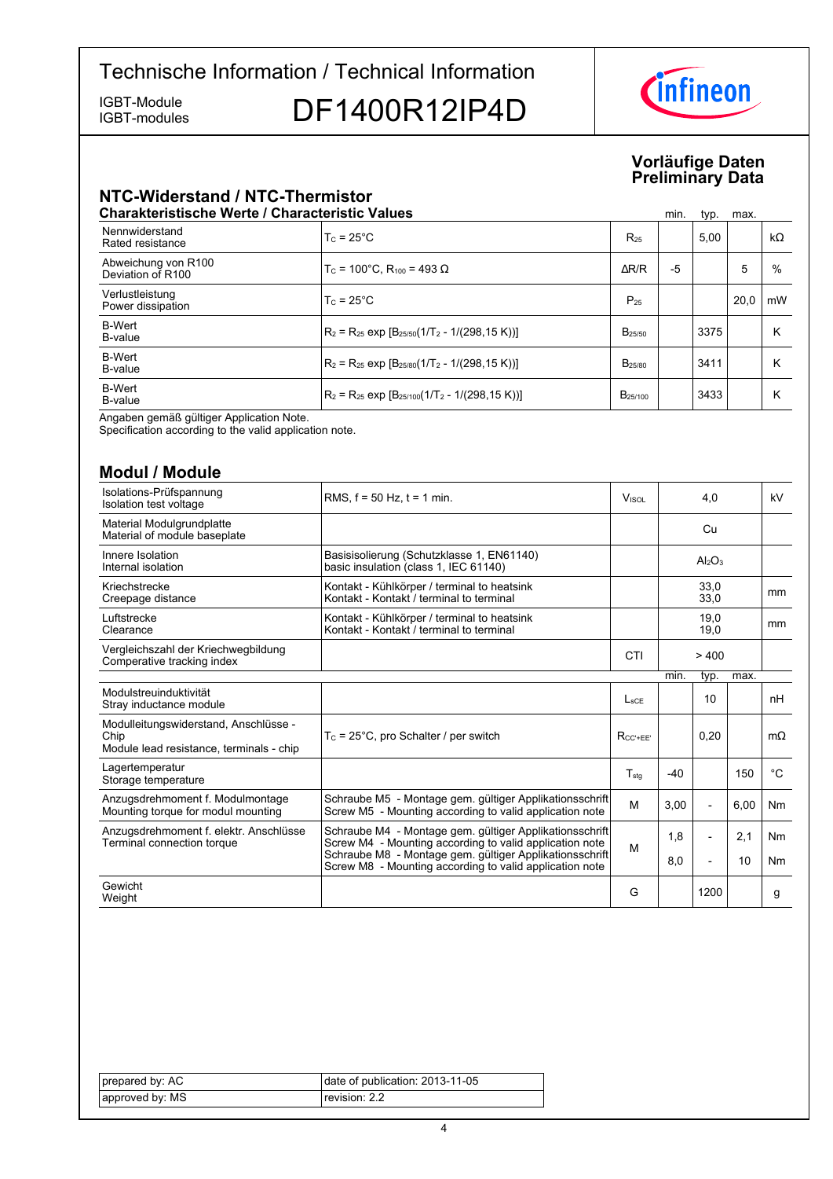# Technische Information / Technical Information

IGBT-Module
IGBT-modules

# DF1400R12IP4D

**Vorläufige Daten**
**Preliminary Data**

## NTC-Widerstand / NTC-Thermistor

**Charakteristische Werte / Characteristic Values**

| | | | min. | typ. | max. | |
|---|---|---|---|---|---|---|
| Nennwiderstand<br>Rated resistance | $T_C$ = 25°C | $R_{25}$ | | 5,00 | | kΩ |
| Abweichung von R100<br>Deviation of R100 | $T_C$ = 100°C, $R_{100}$ = 493 Ω | ΔR/R | -5 | | 5 | % |
| Verlustleistung<br>Power dissipation | $T_C$ = 25°C | $P_{25}$ | | | 20,0 | mW |
| B-Wert<br>B-value | $R_2 = R_{25}$ exp $[B_{25/50}(1/T_2 - 1/(298,15\ K))]$ | $B_{25/50}$ | | 3375 | | K |
| B-Wert<br>B-value | $R_2 = R_{25}$ exp $[B_{25/80}(1/T_2 - 1/(298,15\ K))]$ | $B_{25/80}$ | | 3411 | | K |
| B-Wert<br>B-value | $R_2 = R_{25}$ exp $[B_{25/100}(1/T_2 - 1/(298,15\ K))]$ | $B_{25/100}$ | | 3433 | | K |

Angaben gemäß gültiger Application Note.
Specification according to the valid application note.

## Modul / Module

| | | | | | | |
|---|---|---|---|---|---|---|
| Isolations-Prüfspannung<br>Isolation test voltage | RMS, f = 50 Hz, t = 1 min. | $V_{ISOL}$ | | 4,0 | | kV |
| Material Modulgrundplatte<br>Material of module baseplate | | | | Cu | | |
| Innere Isolation<br>Internal isolation | Basisisolierung (Schutzklasse 1, EN61140)<br>basic insulation (class 1, IEC 61140) | | | $Al_2O_3$ | | |
| Kriechstrecke<br>Creepage distance | Kontakt - Kühlkörper / terminal to heatsink<br>Kontakt - Kontakt / terminal to terminal | | | 33,0<br>33,0 | | mm |
| Luftstrecke<br>Clearance | Kontakt - Kühlkörper / terminal to heatsink<br>Kontakt - Kontakt / terminal to terminal | | | 19,0<br>19,0 | | mm |
| Vergleichszahl der Kriechwegbildung<br>Comperative tracking index | | CTI | | > 400 | | |
| | | | min. | typ. | max. | |
| Modulstreuinduktivität<br>Stray inductance module | | $L_{sCE}$ | | 10 | | nH |
| Modulleitungswiderstand, Anschlüsse - Chip<br>Module lead resistance, terminals - chip | $T_C$ = 25°C, pro Schalter / per switch | $R_{CC'+EE'}$ | | 0,20 | | mΩ |
| Lagertemperatur<br>Storage temperature | | $T_{stg}$ | -40 | | 150 | °C |
| Anzugsdrehmoment f. Modulmontage<br>Mounting torque for modul mounting | Schraube M5 - Montage gem. gültiger Applikationsschrift<br>Screw M5 - Mounting according to valid application note | M | 3,00 | - | 6,00 | Nm |
| Anzugsdrehmoment f. elektr. Anschlüsse<br>Terminal connection torque | Schraube M4 - Montage gem. gültiger Applikationsschrift<br>Screw M4 - Mounting according to valid application note | M | 1,8 | - | 2,1 | Nm |
| | Schraube M8 - Montage gem. gültiger Applikationsschrift<br>Screw M8 - Mounting according to valid application note | | 8,0 | - | 10 | Nm |
| Gewicht<br>Weight | | G | | 1200 | | g |

| | |
|---|---|
| prepared by: AC | date of publication: 2013-11-05 |
| approved by: MS | revision: 2.2 |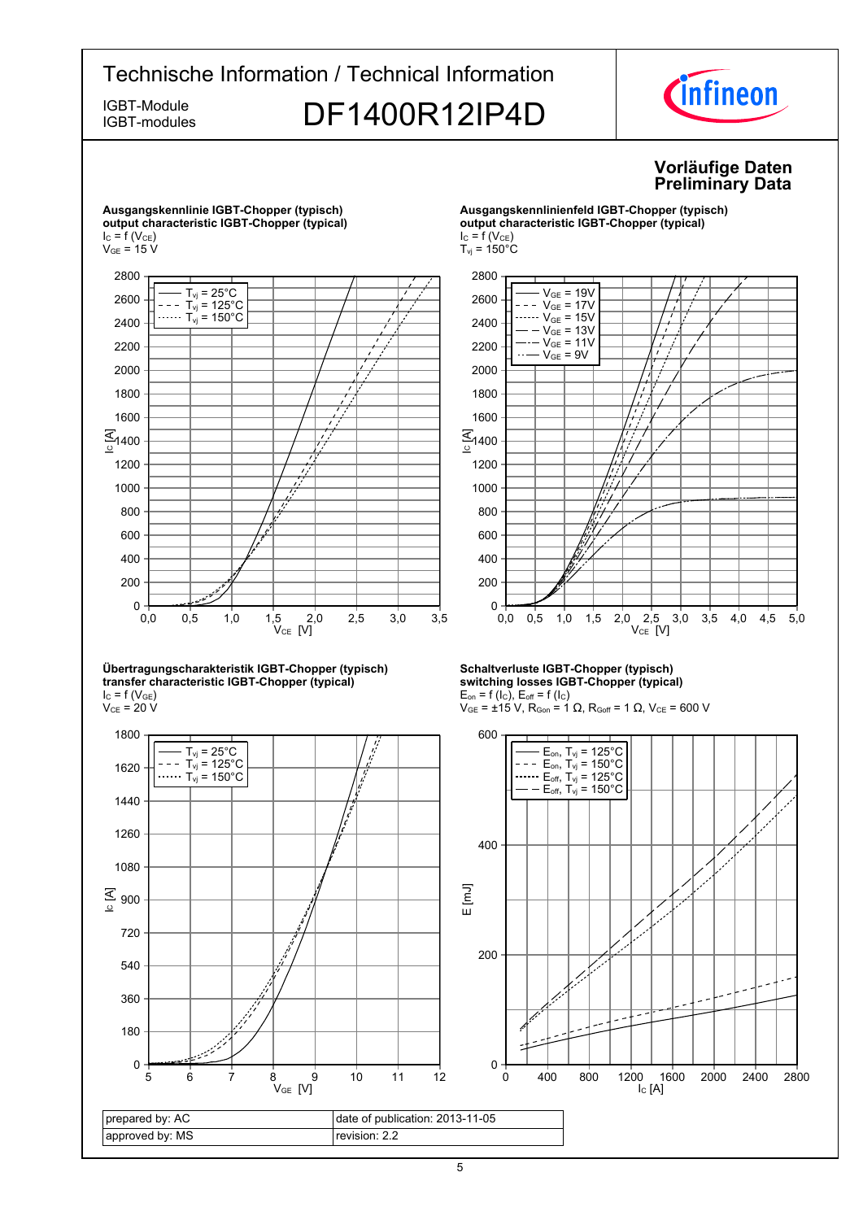**Vorläufige Daten**
**Preliminary Data**

**Ausgangskennlinie IGBT-Chopper (typisch)**
**output characteristic IGBT-Chopper (typical)**
$I_C = f(V_{CE})$
$V_{GE} = 15\ V$

**Ausgangskennlinienfeld IGBT-Chopper (typisch)**
**output characteristic IGBT-Chopper (typical)**
$I_C = f(V_{CE})$
$T_{vj} = 150°C$

**Übertragungscharakteristik IGBT-Chopper (typisch)**
**transfer characteristic IGBT-Chopper (typical)**
$I_C = f(V_{GE})$
$V_{CE} = 20\ V$

**Schaltverluste IGBT-Chopper (typisch)**
**switching losses IGBT-Chopper (typical)**
$E_{on} = f(I_C)$, $E_{off} = f(I_C)$
$V_{GE} = ±15\ V$, $R_{Gon} = 1\ Ω$, $R_{Goff} = 1\ Ω$, $V_{CE} = 600\ V$

| prepared by: AC | date of publication: 2013-11-05 |
|---|---|
| approved by: MS | revision: 2.2 |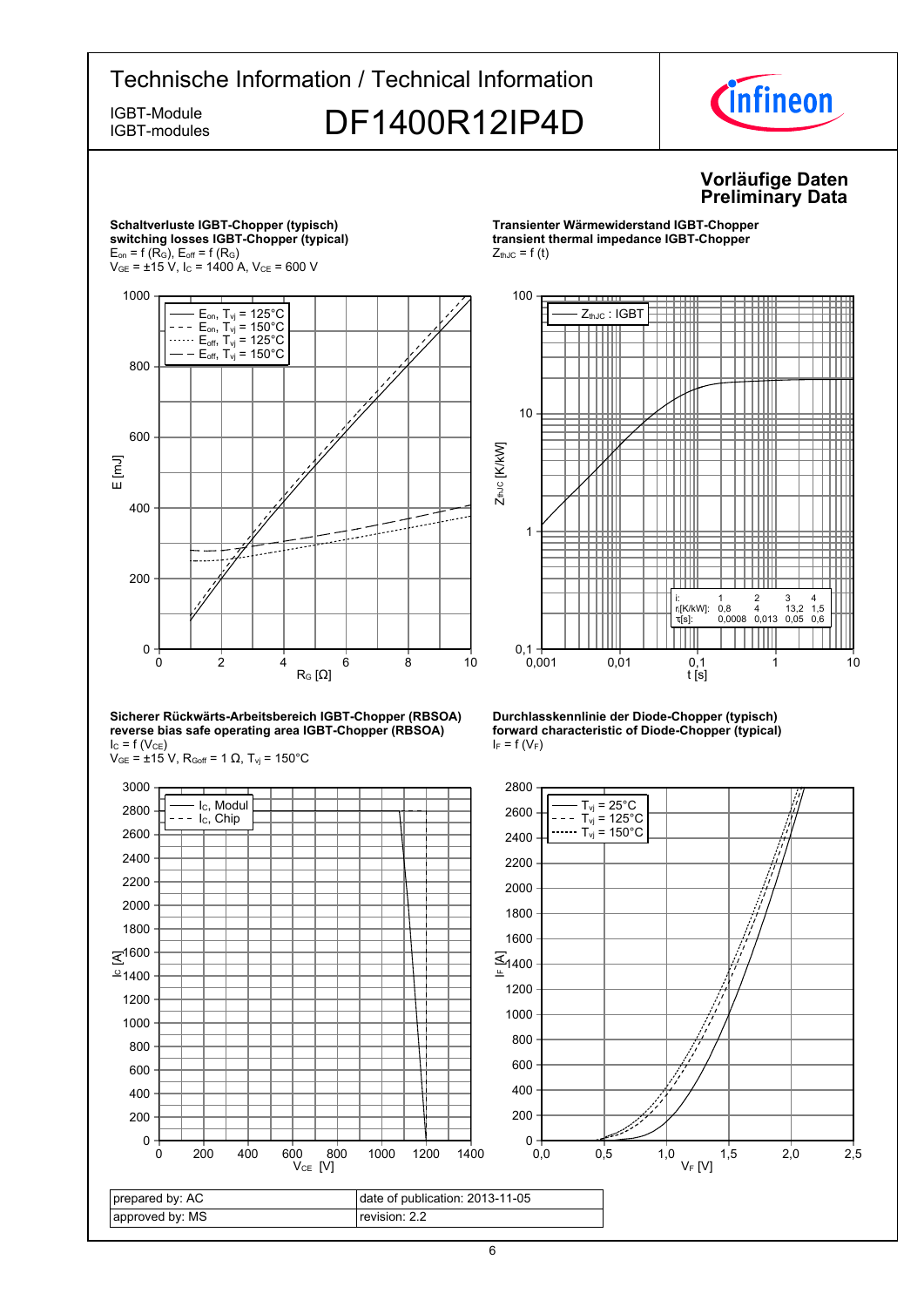# Technische Information / Technical Information

IGBT-Module
IGBT-modules

## DF1400R12IP4D

**Vorläufige Daten**
**Preliminary Data**

**Schaltverluste IGBT-Chopper (typisch)**
**switching losses IGBT-Chopper (typical)**
$E_{on} = f(R_G)$, $E_{off} = f(R_G)$
$V_{GE} = \pm15$ V, $I_C = 1400$ A, $V_{CE} = 600$ V

Legend: $E_{on}$, $T_{vj} = 125°C$; $E_{on}$, $T_{vj} = 150°C$; $E_{off}$, $T_{vj} = 125°C$; $E_{off}$, $T_{vj} = 150°C$

Axes: E [mJ] (0–1000) vs. $R_G$ [Ω] (0–10)

**Transienter Wärmewiderstand IGBT-Chopper**
**transient thermal impedance IGBT-Chopper**
$Z_{thJC} = f(t)$

Legend: $Z_{thJC}$ : IGBT

Axes: $Z_{thJC}$ [K/kW] (0,1–100) vs. t [s] (0,001–10)

| i: | 1 | 2 | 3 | 4 |
|---|---|---|---|---|
| $r_i$[K/kW]: | 0,8 | 4 | 13,2 | 1,5 |
| $\tau_i$[s]: | 0,0008 | 0,013 | 0,05 | 0,6 |

**Sicherer Rückwärts-Arbeitsbereich IGBT-Chopper (RBSOA)**
**reverse bias safe operating area IGBT-Chopper (RBSOA)**
$I_C = f(V_{CE})$
$V_{GE} = \pm15$ V, $R_{Goff} = 1$ Ω, $T_{vj} = 150°C$

Legend: $I_C$, Modul; $I_C$, Chip

Axes: $I_C$ [A] (0–3000) vs. $V_{CE}$ [V] (0–1400)

**Durchlasskennlinie der Diode-Chopper (typisch)**
**forward characteristic of Diode-Chopper (typical)**
$I_F = f(V_F)$

Legend: $T_{vj} = 25°C$; $T_{vj} = 125°C$; $T_{vj} = 150°C$

Axes: $I_F$ [A] (0–2800) vs. $V_F$ [V] (0,0–2,5)

| prepared by: AC | date of publication: 2013-11-05 |
|---|---|
| approved by: MS | revision: 2.2 |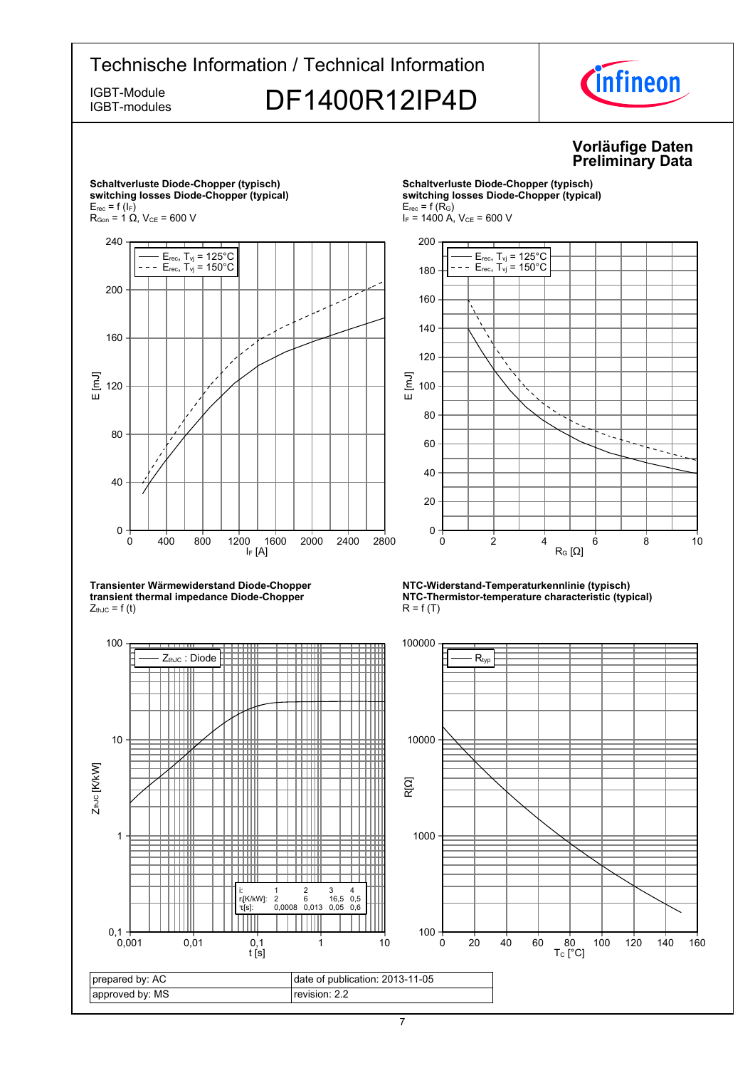# Technische Information / Technical Information

IGBT-Module
IGBT-modules

## DF1400R12IP4D

**Vorläufige Daten**
**Preliminary Data**

**Schaltverluste Diode-Chopper (typisch)**
**switching losses Diode-Chopper (typical)**
$E_{rec} = f(I_F)$
$R_{Gon} = 1\ \Omega$, $V_{CE} = 600$ V

**Schaltverluste Diode-Chopper (typisch)**
**switching losses Diode-Chopper (typical)**
$E_{rec} = f(R_G)$
$I_F = 1400$ A, $V_{CE} = 600$ V

**Transienter Wärmewiderstand Diode-Chopper**
**transient thermal impedance Diode-Chopper**
$Z_{thJC} = f(t)$

| i: | 1 | 2 | 3 | 4 |
|---|---|---|---|---|
| $r_i$[K/kW]: | 2 | 6 | 16,5 | 0,5 |
| $\tau_i$[s]: | 0,0008 | 0,013 | 0,05 | 0,6 |

**NTC-Widerstand-Temperaturkennlinie (typisch)**
**NTC-Thermistor-temperature characteristic (typical)**
$R = f(T)$

| prepared by: AC | date of publication: 2013-11-05 |
|---|---|
| approved by: MS | revision: 2.2 |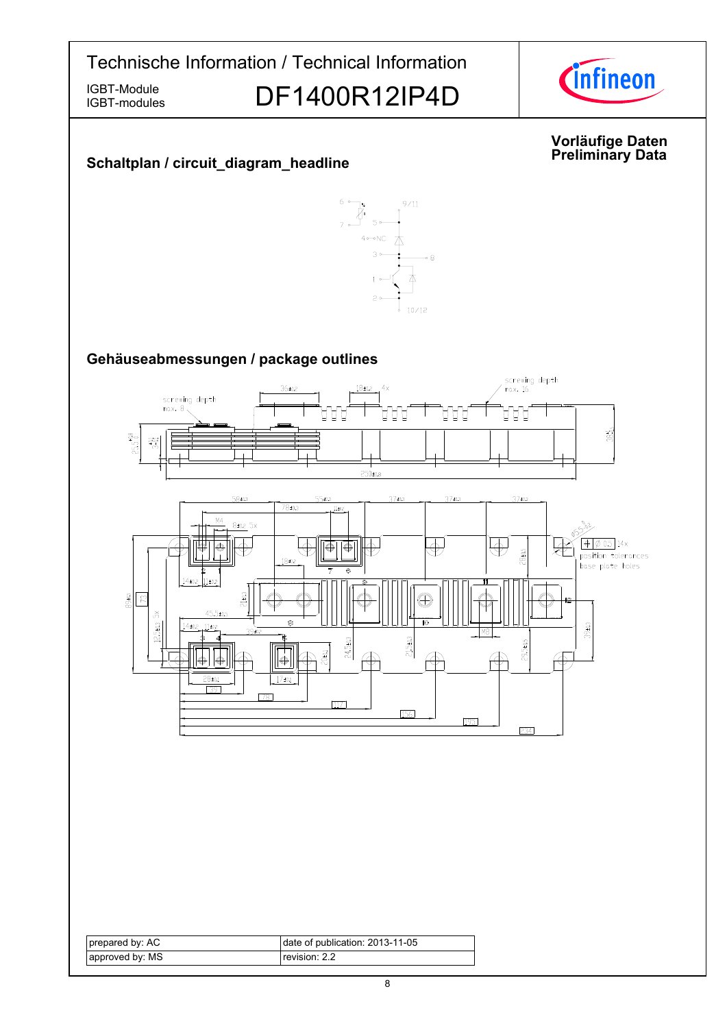# Technische Information / Technical Information

IGBT-Module
IGBT-modules

## DF1400R12IP4D

**Vorläufige Daten**
**Preliminary Data**

### Schaltplan / circuit_diagram_headline

### Gehäuseabmessungen / package outlines

| prepared by: AC | date of publication: 2013-11-05 |
|---|---|
| approved by: MS | revision: 2.2 |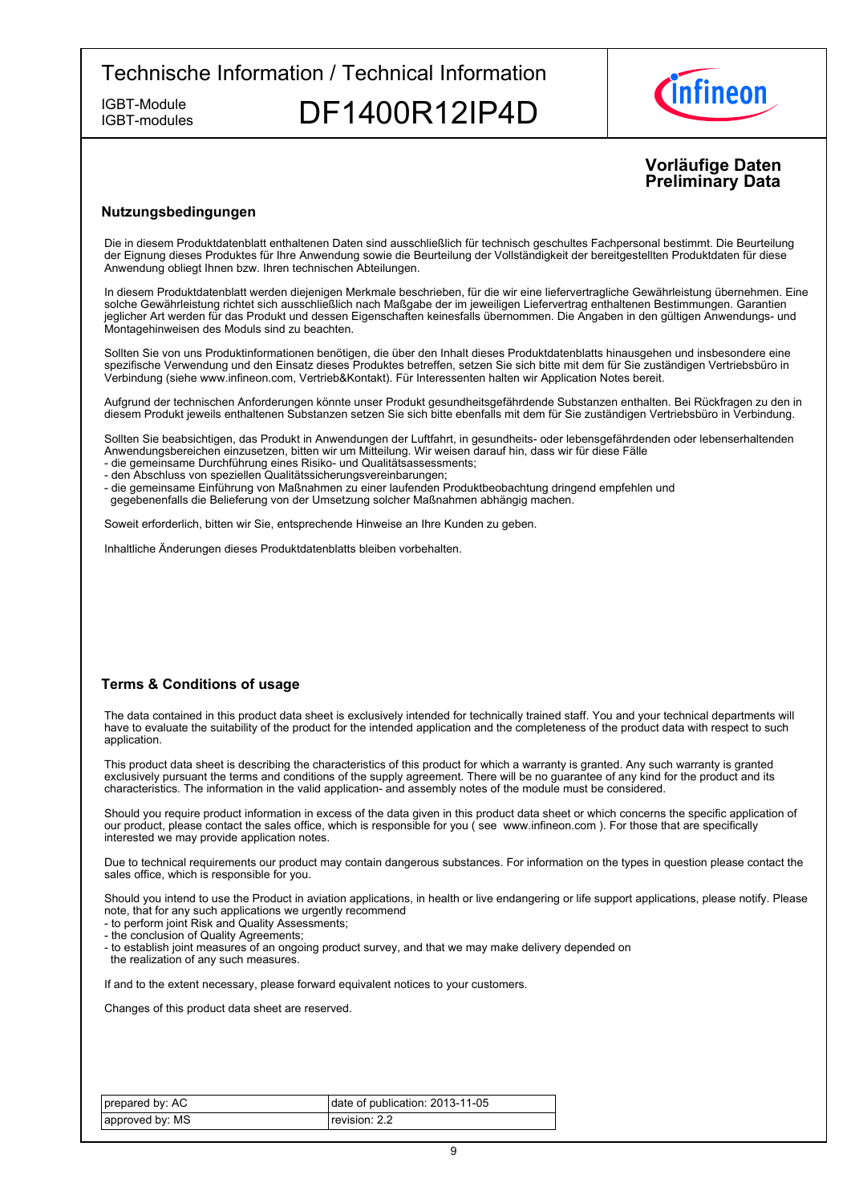Vorläufige Daten
Preliminary Data

## Nutzungsbedingungen

Die in diesem Produktdatenblatt enthaltenen Daten sind ausschließlich für technisch geschultes Fachpersonal bestimmt. Die Beurteilung der Eignung dieses Produktes für Ihre Anwendung sowie die Beurteilung der Vollständigkeit der bereitgestellten Produktdaten für diese Anwendung obliegt Ihnen bzw. Ihren technischen Abteilungen.

In diesem Produktdatenblatt werden diejenigen Merkmale beschrieben, für die wir eine liefervertragliche Gewährleistung übernehmen. Eine solche Gewährleistung richtet sich ausschließlich nach Maßgabe der im jeweiligen Liefervertrag enthaltenen Bestimmungen. Garantien jeglicher Art werden für das Produkt und dessen Eigenschaften keinesfalls übernommen. Die Angaben in den gültigen Anwendungs- und Montagehinweisen des Moduls sind zu beachten.

Sollten Sie von uns Produktinformationen benötigen, die über den Inhalt dieses Produktdatenblatts hinausgehen und insbesondere eine spezifische Verwendung und den Einsatz dieses Produktes betreffen, setzen Sie sich bitte mit dem für Sie zuständigen Vertriebsbüro in Verbindung (siehe www.infineon.com, Vertrieb&Kontakt). Für Interessenten halten wir Application Notes bereit.

Aufgrund der technischen Anforderungen könnte unser Produkt gesundheitsgefährdende Substanzen enthalten. Bei Rückfragen zu den in diesem Produkt jeweils enthaltenen Substanzen setzen Sie sich bitte ebenfalls mit dem für Sie zuständigen Vertriebsbüro in Verbindung.

Sollten Sie beabsichtigen, das Produkt in Anwendungen der Luftfahrt, in gesundheits- oder lebensgefährdenden oder lebenserhaltenden Anwendungsbereichen einzusetzen, bitten wir um Mitteilung. Wir weisen darauf hin, dass wir für diese Fälle
- die gemeinsame Durchführung eines Risiko- und Qualitätsassessments;
- den Abschluss von speziellen Qualitätssicherungsvereinbarungen;
- die gemeinsame Einführung von Maßnahmen zu einer laufenden Produktbeobachtung dringend empfehlen und gegebenenfalls die Belieferung von der Umsetzung solcher Maßnahmen abhängig machen.

Soweit erforderlich, bitten wir Sie, entsprechende Hinweise an Ihre Kunden zu geben.

Inhaltliche Änderungen dieses Produktdatenblatts bleiben vorbehalten.

## Terms & Conditions of usage

The data contained in this product data sheet is exclusively intended for technically trained staff. You and your technical departments will have to evaluate the suitability of the product for the intended application and the completeness of the product data with respect to such application.

This product data sheet is describing the characteristics of this product for which a warranty is granted. Any such warranty is granted exclusively pursuant the terms and conditions of the supply agreement. There will be no guarantee of any kind for the product and its characteristics. The information in the valid application- and assembly notes of the module must be considered.

Should you require product information in excess of the data given in this product data sheet or which concerns the specific application of our product, please contact the sales office, which is responsible for you ( see www.infineon.com ). For those that are specifically interested we may provide application notes.

Due to technical requirements our product may contain dangerous substances. For information on the types in question please contact the sales office, which is responsible for you.

Should you intend to use the Product in aviation applications, in health or live endangering or life support applications, please notify. Please note, that for any such applications we urgently recommend
- to perform joint Risk and Quality Assessments;
- the conclusion of Quality Agreements;
- to establish joint measures of an ongoing product survey, and that we may make delivery depended on the realization of any such measures.

If and to the extent necessary, please forward equivalent notices to your customers.

Changes of this product data sheet are reserved.

| | |
|---|---|
| prepared by: AC | date of publication: 2013-11-05 |
| approved by: MS | revision: 2.2 |